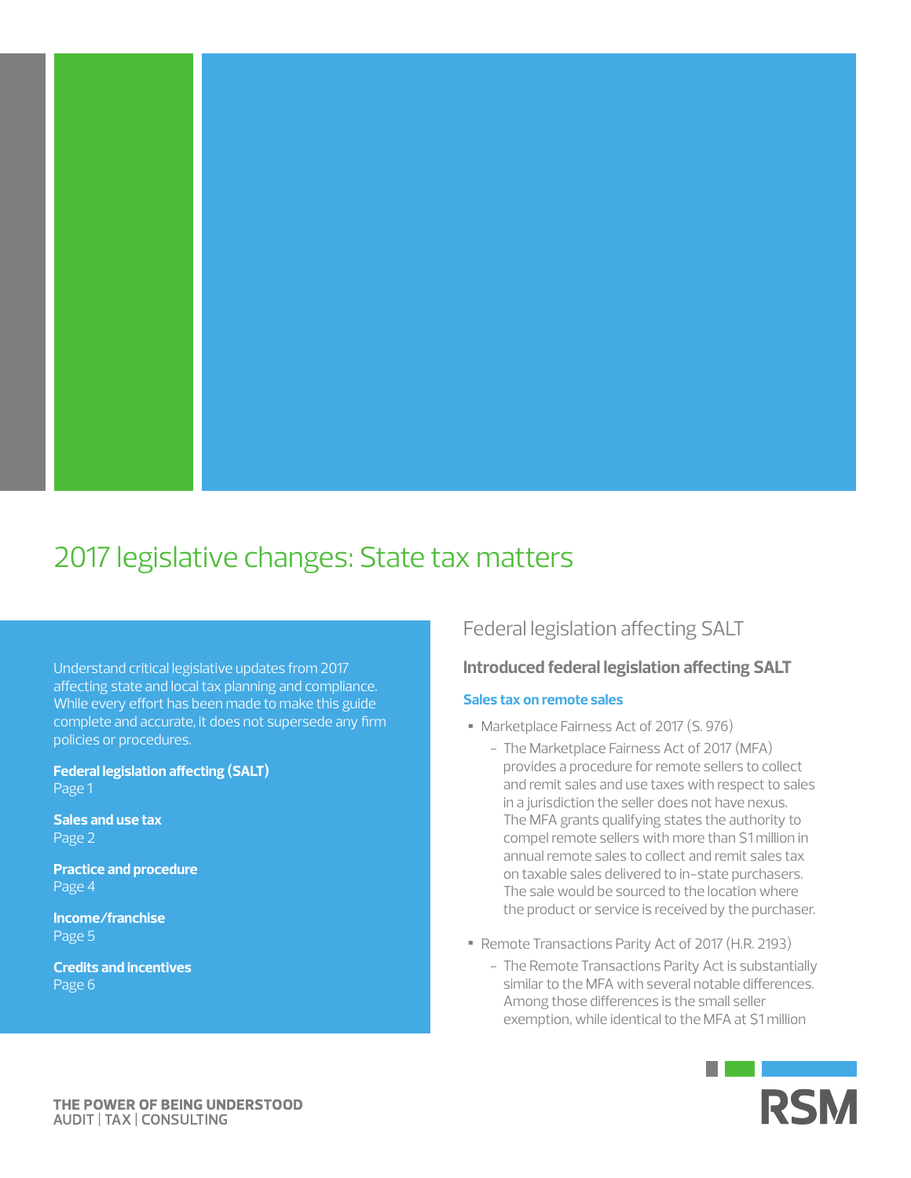# 2017 legislative changes: State tax matters

Understand critical legislative updates from 2017 affecting state and local tax planning and compliance. While every effort has been made to make this guide complete and accurate, it does not supersede any firm policies or procedures.

**Federal legislation affecting (SALT)**
Page 1

**Sales and use tax**
Page 2

**Practice and procedure**
Page 4

**Income/franchise**
Page 5

**Credits and incentives**
Page 6

## Federal legislation affecting SALT

### Introduced federal legislation affecting SALT

#### Sales tax on remote sales

- Marketplace Fairness Act of 2017 (S. 976)
  - The Marketplace Fairness Act of 2017 (MFA) provides a procedure for remote sellers to collect and remit sales and use taxes with respect to sales in a jurisdiction the seller does not have nexus. The MFA grants qualifying states the authority to compel remote sellers with more than $1 million in annual remote sales to collect and remit sales tax on taxable sales delivered to in-state purchasers. The sale would be sourced to the location where the product or service is received by the purchaser.
- Remote Transactions Parity Act of 2017 (H.R. 2193)
  - The Remote Transactions Parity Act is substantially similar to the MFA with several notable differences. Among those differences is the small seller exemption, while identical to the MFA at $1 million

THE POWER OF BEING UNDERSTOOD
AUDIT | TAX | CONSULTING

RSM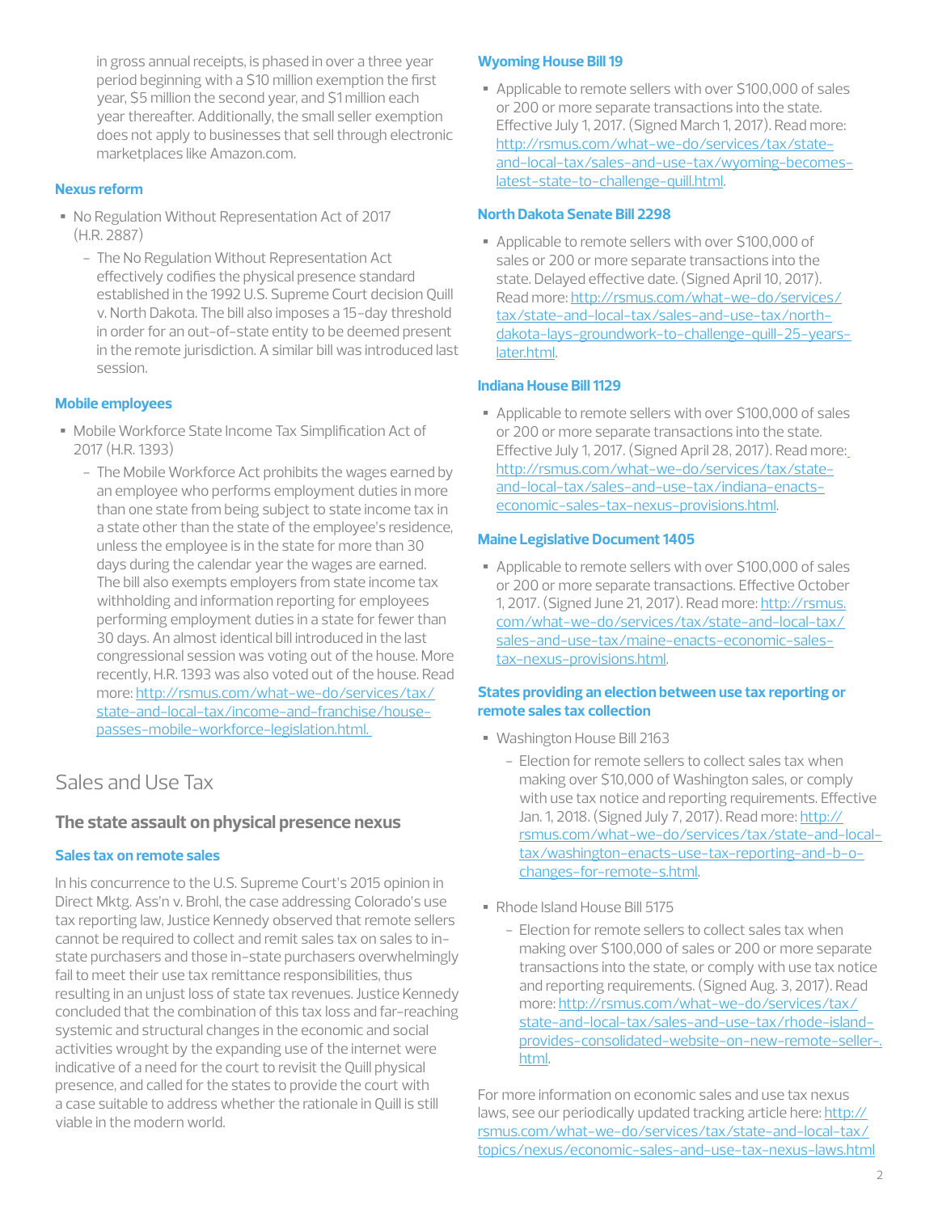in gross annual receipts, is phased in over a three year period beginning with a $10 million exemption the first year, $5 million the second year, and $1 million each year thereafter. Additionally, the small seller exemption does not apply to businesses that sell through electronic marketplaces like Amazon.com.

### Nexus reform

- No Regulation Without Representation Act of 2017 (H.R. 2887)
  - The No Regulation Without Representation Act effectively codifies the physical presence standard established in the 1992 U.S. Supreme Court decision Quill v. North Dakota. The bill also imposes a 15-day threshold in order for an out-of-state entity to be deemed present in the remote jurisdiction. A similar bill was introduced last session.

### Mobile employees

- Mobile Workforce State Income Tax Simplification Act of 2017 (H.R. 1393)
  - The Mobile Workforce Act prohibits the wages earned by an employee who performs employment duties in more than one state from being subject to state income tax in a state other than the state of the employee's residence, unless the employee is in the state for more than 30 days during the calendar year the wages are earned. The bill also exempts employers from state income tax withholding and information reporting for employees performing employment duties in a state for fewer than 30 days. An almost identical bill introduced in the last congressional session was voting out of the house. More recently, H.R. 1393 was also voted out of the house. Read more: http://rsmus.com/what-we-do/services/tax/state-and-local-tax/income-and-franchise/house-passes-mobile-workforce-legislation.html.

## Sales and Use Tax

### The state assault on physical presence nexus

#### Sales tax on remote sales

In his concurrence to the U.S. Supreme Court's 2015 opinion in Direct Mktg. Ass'n v. Brohl, the case addressing Colorado's use tax reporting law, Justice Kennedy observed that remote sellers cannot be required to collect and remit sales tax on sales to in-state purchasers and those in-state purchasers overwhelmingly fail to meet their use tax remittance responsibilities, thus resulting in an unjust loss of state tax revenues. Justice Kennedy concluded that the combination of this tax loss and far-reaching systemic and structural changes in the economic and social activities wrought by the expanding use of the internet were indicative of a need for the court to revisit the Quill physical presence, and called for the states to provide the court with a case suitable to address whether the rationale in Quill is still viable in the modern world.

#### Wyoming House Bill 19

- Applicable to remote sellers with over $100,000 of sales or 200 or more separate transactions into the state. Effective July 1, 2017. (Signed March 1, 2017). Read more: http://rsmus.com/what-we-do/services/tax/state-and-local-tax/sales-and-use-tax/wyoming-becomes-latest-state-to-challenge-quill.html.

#### North Dakota Senate Bill 2298

- Applicable to remote sellers with over $100,000 of sales or 200 or more separate transactions into the state. Delayed effective date. (Signed April 10, 2017). Read more: http://rsmus.com/what-we-do/services/tax/state-and-local-tax/sales-and-use-tax/north-dakota-lays-groundwork-to-challenge-quill-25-years-later.html.

#### Indiana House Bill 1129

- Applicable to remote sellers with over $100,000 of sales or 200 or more separate transactions into the state. Effective July 1, 2017. (Signed April 28, 2017). Read more: http://rsmus.com/what-we-do/services/tax/state-and-local-tax/sales-and-use-tax/indiana-enacts-economic-sales-tax-nexus-provisions.html.

#### Maine Legislative Document 1405

- Applicable to remote sellers with over $100,000 of sales or 200 or more separate transactions. Effective October 1, 2017. (Signed June 21, 2017). Read more: http://rsmus.com/what-we-do/services/tax/state-and-local-tax/sales-and-use-tax/maine-enacts-economic-sales-tax-nexus-provisions.html.

#### States providing an election between use tax reporting or remote sales tax collection

- Washington House Bill 2163
  - Election for remote sellers to collect sales tax when making over $10,000 of Washington sales, or comply with use tax notice and reporting requirements. Effective Jan. 1, 2018. (Signed July 7, 2017). Read more: http://rsmus.com/what-we-do/services/tax/state-and-local-tax/washington-enacts-use-tax-reporting-and-b-o-changes-for-remote-s.html.
- Rhode Island House Bill 5175
  - Election for remote sellers to collect sales tax when making over $100,000 of sales or 200 or more separate transactions into the state, or comply with use tax notice and reporting requirements. (Signed Aug. 3, 2017). Read more: http://rsmus.com/what-we-do/services/tax/state-and-local-tax/sales-and-use-tax/rhode-island-provides-consolidated-website-on-new-remote-seller-.html.

For more information on economic sales and use tax nexus laws, see our periodically updated tracking article here: http://rsmus.com/what-we-do/services/tax/state-and-local-tax/topics/nexus/economic-sales-and-use-tax-nexus-laws.html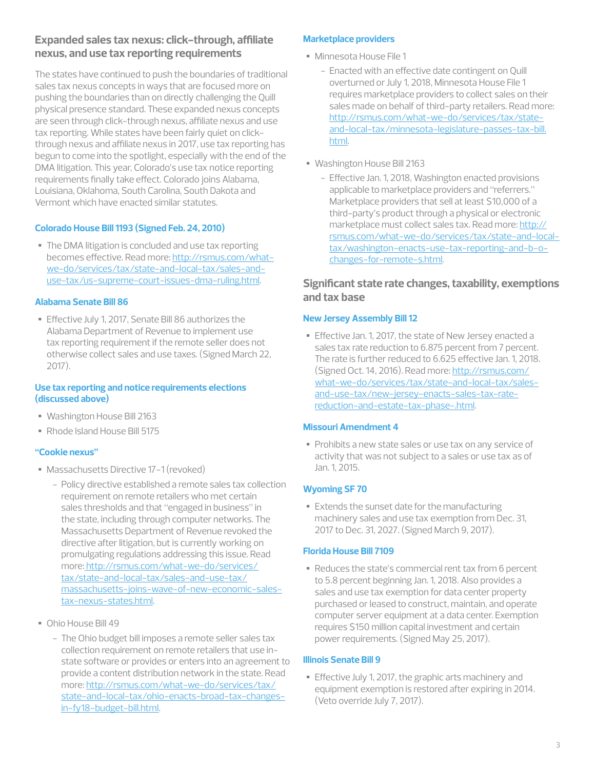## Expanded sales tax nexus: click-through, affiliate nexus, and use tax reporting requirements

The states have continued to push the boundaries of traditional sales tax nexus concepts in ways that are focused more on pushing the boundaries than on directly challenging the Quill physical presence standard. These expanded nexus concepts are seen through click-through nexus, affiliate nexus and use tax reporting. While states have been fairly quiet on click-through nexus and affiliate nexus in 2017, use tax reporting has begun to come into the spotlight, especially with the end of the DMA litigation. This year, Colorado's use tax notice reporting requirements finally take effect. Colorado joins Alabama, Louisiana, Oklahoma, South Carolina, South Dakota and Vermont which have enacted similar statutes.

### Colorado House Bill 1193 (Signed Feb. 24, 2010)

- The DMA litigation is concluded and use tax reporting becomes effective. Read more: http://rsmus.com/what-we-do/services/tax/state-and-local-tax/sales-and-use-tax/us-supreme-court-issues-dma-ruling.html.

### Alabama Senate Bill 86

- Effective July 1, 2017, Senate Bill 86 authorizes the Alabama Department of Revenue to implement use tax reporting requirement if the remote seller does not otherwise collect sales and use taxes. (Signed March 22, 2017).

### Use tax reporting and notice requirements elections (discussed above)

- Washington House Bill 2163
- Rhode Island House Bill 5175

### "Cookie nexus"

- Massachusetts Directive 17-1 (revoked)
  - Policy directive established a remote sales tax collection requirement on remote retailers who met certain sales thresholds and that "engaged in business" in the state, including through computer networks. The Massachusetts Department of Revenue revoked the directive after litigation, but is currently working on promulgating regulations addressing this issue. Read more: http://rsmus.com/what-we-do/services/tax/state-and-local-tax/sales-and-use-tax/massachusetts-joins-wave-of-new-economic-sales-tax-nexus-states.html.
- Ohio House Bill 49
  - The Ohio budget bill imposes a remote seller sales tax collection requirement on remote retailers that use in-state software or provides or enters into an agreement to provide a content distribution network in the state. Read more: http://rsmus.com/what-we-do/services/tax/state-and-local-tax/ohio-enacts-broad-tax-changes-in-fy18-budget-bill.html.

### Marketplace providers

- Minnesota House File 1
  - Enacted with an effective date contingent on Quill overturned or July 1, 2018, Minnesota House File 1 requires marketplace providers to collect sales on their sales made on behalf of third-party retailers. Read more: http://rsmus.com/what-we-do/services/tax/state-and-local-tax/minnesota-legislature-passes-tax-bill.html.
- Washington House Bill 2163
  - Effective Jan. 1, 2018, Washington enacted provisions applicable to marketplace providers and "referrers." Marketplace providers that sell at least $10,000 of a third-party's product through a physical or electronic marketplace must collect sales tax. Read more: http://rsmus.com/what-we-do/services/tax/state-and-local-tax/washington-enacts-use-tax-reporting-and-b-o-changes-for-remote-s.html.

## Significant state rate changes, taxability, exemptions and tax base

### New Jersey Assembly Bill 12

- Effective Jan. 1, 2017, the state of New Jersey enacted a sales tax rate reduction to 6.875 percent from 7 percent. The rate is further reduced to 6.625 effective Jan. 1, 2018. (Signed Oct. 14, 2016). Read more: http://rsmus.com/what-we-do/services/tax/state-and-local-tax/sales-and-use-tax/new-jersey-enacts-sales-tax-rate-reduction-and-estate-tax-phase-.html.

### Missouri Amendment 4

- Prohibits a new state sales or use tax on any service of activity that was not subject to a sales or use tax as of Jan. 1, 2015.

### Wyoming SF 70

- Extends the sunset date for the manufacturing machinery sales and use tax exemption from Dec. 31, 2017 to Dec. 31, 2027. (Signed March 9, 2017).

### Florida House Bill 7109

- Reduces the state's commercial rent tax from 6 percent to 5.8 percent beginning Jan. 1, 2018. Also provides a sales and use tax exemption for data center property purchased or leased to construct, maintain, and operate computer server equipment at a data center. Exemption requires $150 million capital investment and certain power requirements. (Signed May 25, 2017).

### Illinois Senate Bill 9

- Effective July 1, 2017, the graphic arts machinery and equipment exemption is restored after expiring in 2014. (Veto override July 7, 2017).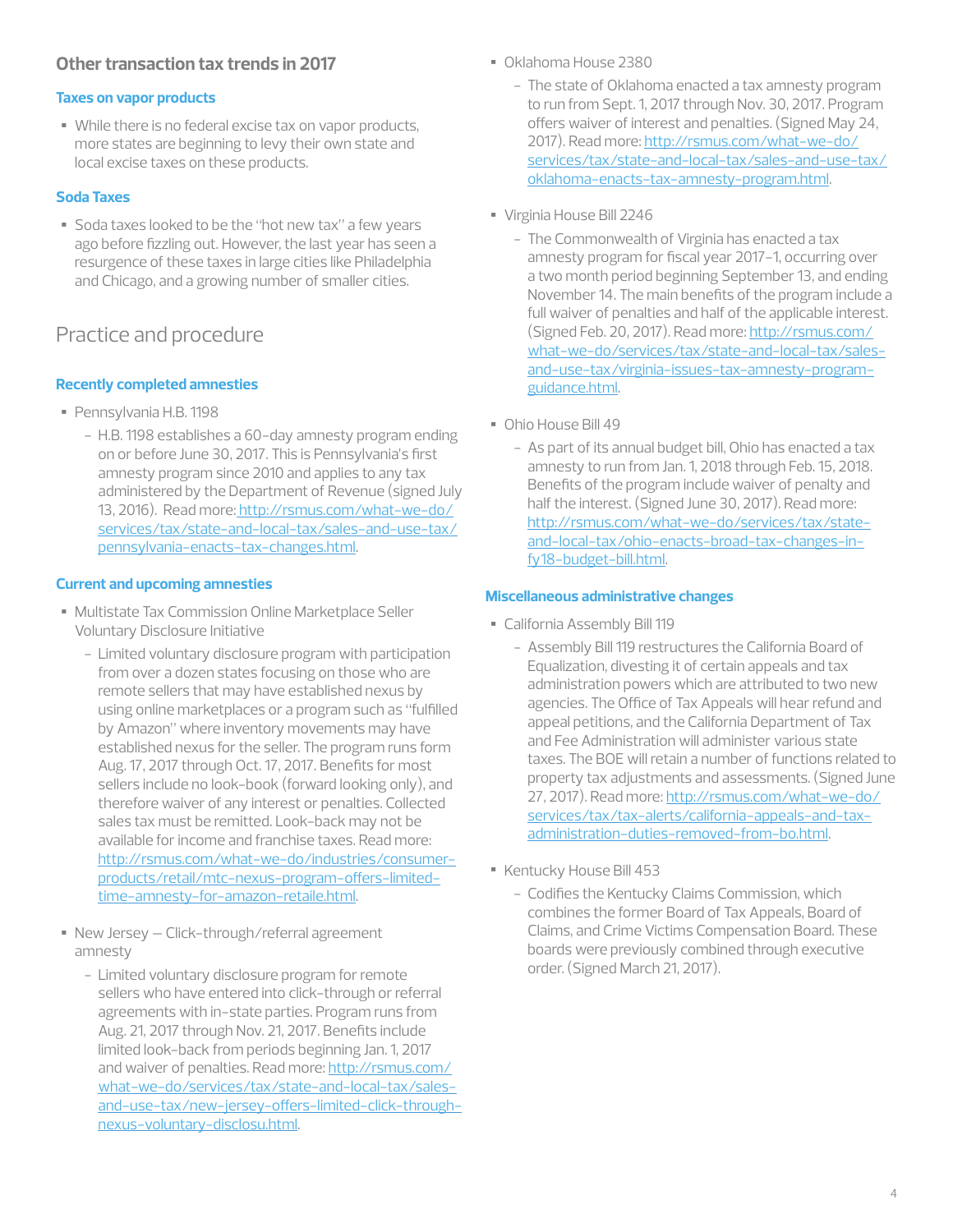## Other transaction tax trends in 2017

### Taxes on vapor products

- While there is no federal excise tax on vapor products, more states are beginning to levy their own state and local excise taxes on these products.

### Soda Taxes

- Soda taxes looked to be the "hot new tax" a few years ago before fizzling out. However, the last year has seen a resurgence of these taxes in large cities like Philadelphia and Chicago, and a growing number of smaller cities.

# Practice and procedure

### Recently completed amnesties

- Pennsylvania H.B. 1198
  - H.B. 1198 establishes a 60-day amnesty program ending on or before June 30, 2017. This is Pennsylvania's first amnesty program since 2010 and applies to any tax administered by the Department of Revenue (signed July 13, 2016). Read more: http://rsmus.com/what-we-do/services/tax/state-and-local-tax/sales-and-use-tax/pennsylvania-enacts-tax-changes.html.

### Current and upcoming amnesties

- Multistate Tax Commission Online Marketplace Seller Voluntary Disclosure Initiative
  - Limited voluntary disclosure program with participation from over a dozen states focusing on those who are remote sellers that may have established nexus by using online marketplaces or a program such as "fulfilled by Amazon" where inventory movements may have established nexus for the seller. The program runs form Aug. 17, 2017 through Oct. 17, 2017. Benefits for most sellers include no look-book (forward looking only), and therefore waiver of any interest or penalties. Collected sales tax must be remitted. Look-back may not be available for income and franchise taxes. Read more: http://rsmus.com/what-we-do/industries/consumer-products/retail/mtc-nexus-program-offers-limited-time-amnesty-for-amazon-retaile.html.
- New Jersey – Click-through/referral agreement amnesty
  - Limited voluntary disclosure program for remote sellers who have entered into click-through or referral agreements with in-state parties. Program runs from Aug. 21, 2017 through Nov. 21, 2017. Benefits include limited look-back from periods beginning Jan. 1, 2017 and waiver of penalties. Read more: http://rsmus.com/what-we-do/services/tax/state-and-local-tax/sales-and-use-tax/new-jersey-offers-limited-click-through-nexus-voluntary-disclosu.html.
- Oklahoma House 2380
  - The state of Oklahoma enacted a tax amnesty program to run from Sept. 1, 2017 through Nov. 30, 2017. Program offers waiver of interest and penalties. (Signed May 24, 2017). Read more: http://rsmus.com/what-we-do/services/tax/state-and-local-tax/sales-and-use-tax/oklahoma-enacts-tax-amnesty-program.html.
- Virginia House Bill 2246
  - The Commonwealth of Virginia has enacted a tax amnesty program for fiscal year 2017-1, occurring over a two month period beginning September 13, and ending November 14. The main benefits of the program include a full waiver of penalties and half of the applicable interest. (Signed Feb. 20, 2017). Read more: http://rsmus.com/what-we-do/services/tax/state-and-local-tax/sales-and-use-tax/virginia-issues-tax-amnesty-program-guidance.html.
- Ohio House Bill 49
  - As part of its annual budget bill, Ohio has enacted a tax amnesty to run from Jan. 1, 2018 through Feb. 15, 2018. Benefits of the program include waiver of penalty and half the interest. (Signed June 30, 2017). Read more: http://rsmus.com/what-we-do/services/tax/state-and-local-tax/ohio-enacts-broad-tax-changes-in-fy18-budget-bill.html.

### Miscellaneous administrative changes

- California Assembly Bill 119
  - Assembly Bill 119 restructures the California Board of Equalization, divesting it of certain appeals and tax administration powers which are attributed to two new agencies. The Office of Tax Appeals will hear refund and appeal petitions, and the California Department of Tax and Fee Administration will administer various state taxes. The BOE will retain a number of functions related to property tax adjustments and assessments. (Signed June 27, 2017). Read more: http://rsmus.com/what-we-do/services/tax/tax-alerts/california-appeals-and-tax-administration-duties-removed-from-bo.html.
- Kentucky House Bill 453
  - Codifies the Kentucky Claims Commission, which combines the former Board of Tax Appeals, Board of Claims, and Crime Victims Compensation Board. These boards were previously combined through executive order. (Signed March 21, 2017).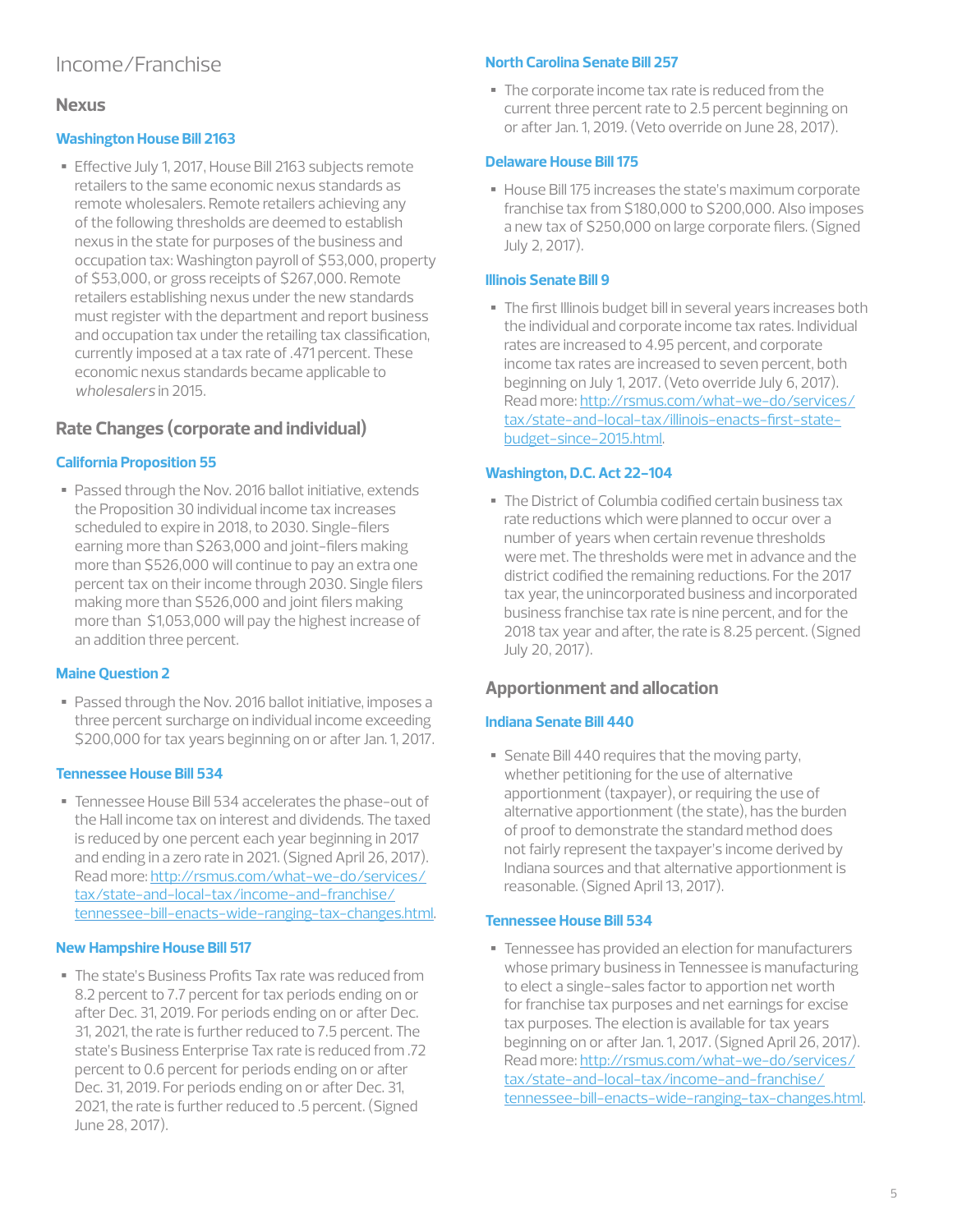# Income/Franchise

## Nexus

### Washington House Bill 2163

- Effective July 1, 2017, House Bill 2163 subjects remote retailers to the same economic nexus standards as remote wholesalers. Remote retailers achieving any of the following thresholds are deemed to establish nexus in the state for purposes of the business and occupation tax: Washington payroll of $53,000, property of $53,000, or gross receipts of $267,000. Remote retailers establishing nexus under the new standards must register with the department and report business and occupation tax under the retailing tax classification, currently imposed at a tax rate of .471 percent. These economic nexus standards became applicable to *wholesalers* in 2015.

## Rate Changes (corporate and individual)

### California Proposition 55

- Passed through the Nov. 2016 ballot initiative, extends the Proposition 30 individual income tax increases scheduled to expire in 2018, to 2030. Single-filers earning more than $263,000 and joint-filers making more than $526,000 will continue to pay an extra one percent tax on their income through 2030. Single filers making more than $526,000 and joint filers making more than $1,053,000 will pay the highest increase of an addition three percent.

### Maine Question 2

- Passed through the Nov. 2016 ballot initiative, imposes a three percent surcharge on individual income exceeding $200,000 for tax years beginning on or after Jan. 1, 2017.

### Tennessee House Bill 534

- Tennessee House Bill 534 accelerates the phase-out of the Hall income tax on interest and dividends. The taxed is reduced by one percent each year beginning in 2017 and ending in a zero rate in 2021. (Signed April 26, 2017). Read more: http://rsmus.com/what-we-do/services/tax/state-and-local-tax/income-and-franchise/tennessee-bill-enacts-wide-ranging-tax-changes.html.

### New Hampshire House Bill 517

- The state's Business Profits Tax rate was reduced from 8.2 percent to 7.7 percent for tax periods ending on or after Dec. 31, 2019. For periods ending on or after Dec. 31, 2021, the rate is further reduced to 7.5 percent. The state's Business Enterprise Tax rate is reduced from .72 percent to 0.6 percent for periods ending on or after Dec. 31, 2019. For periods ending on or after Dec. 31, 2021, the rate is further reduced to .5 percent. (Signed June 28, 2017).

### North Carolina Senate Bill 257

- The corporate income tax rate is reduced from the current three percent rate to 2.5 percent beginning on or after Jan. 1, 2019. (Veto override on June 28, 2017).

### Delaware House Bill 175

- House Bill 175 increases the state's maximum corporate franchise tax from $180,000 to $200,000. Also imposes a new tax of $250,000 on large corporate filers. (Signed July 2, 2017).

### Illinois Senate Bill 9

- The first Illinois budget bill in several years increases both the individual and corporate income tax rates. Individual rates are increased to 4.95 percent, and corporate income tax rates are increased to seven percent, both beginning on July 1, 2017. (Veto override July 6, 2017). Read more: http://rsmus.com/what-we-do/services/tax/state-and-local-tax/illinois-enacts-first-state-budget-since-2015.html.

### Washington, D.C. Act 22-104

- The District of Columbia codified certain business tax rate reductions which were planned to occur over a number of years when certain revenue thresholds were met. The thresholds were met in advance and the district codified the remaining reductions. For the 2017 tax year, the unincorporated business and incorporated business franchise tax rate is nine percent, and for the 2018 tax year and after, the rate is 8.25 percent. (Signed July 20, 2017).

## Apportionment and allocation

### Indiana Senate Bill 440

- Senate Bill 440 requires that the moving party, whether petitioning for the use of alternative apportionment (taxpayer), or requiring the use of alternative apportionment (the state), has the burden of proof to demonstrate the standard method does not fairly represent the taxpayer's income derived by Indiana sources and that alternative apportionment is reasonable. (Signed April 13, 2017).

### Tennessee House Bill 534

- Tennessee has provided an election for manufacturers whose primary business in Tennessee is manufacturing to elect a single-sales factor to apportion net worth for franchise tax purposes and net earnings for excise tax purposes. The election is available for tax years beginning on or after Jan. 1, 2017. (Signed April 26, 2017). Read more: http://rsmus.com/what-we-do/services/tax/state-and-local-tax/income-and-franchise/tennessee-bill-enacts-wide-ranging-tax-changes.html.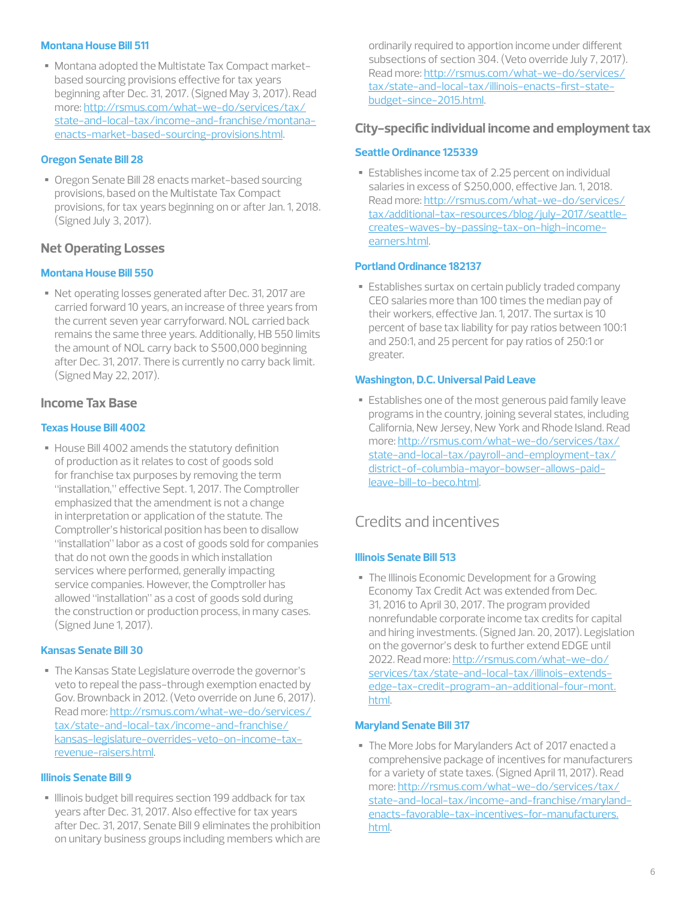### Montana House Bill 511

- Montana adopted the Multistate Tax Compact market-based sourcing provisions effective for tax years beginning after Dec. 31, 2017. (Signed May 3, 2017). Read more: http://rsmus.com/what-we-do/services/tax/state-and-local-tax/income-and-franchise/montana-enacts-market-based-sourcing-provisions.html.

### Oregon Senate Bill 28

- Oregon Senate Bill 28 enacts market-based sourcing provisions, based on the Multistate Tax Compact provisions, for tax years beginning on or after Jan. 1, 2018. (Signed July 3, 2017).

## Net Operating Losses

### Montana House Bill 550

- Net operating losses generated after Dec. 31, 2017 are carried forward 10 years, an increase of three years from the current seven year carryforward. NOL carried back remains the same three years. Additionally, HB 550 limits the amount of NOL carry back to $500,000 beginning after Dec. 31, 2017. There is currently no carry back limit. (Signed May 22, 2017).

## Income Tax Base

### Texas House Bill 4002

- House Bill 4002 amends the statutory definition of production as it relates to cost of goods sold for franchise tax purposes by removing the term "installation," effective Sept. 1, 2017. The Comptroller emphasized that the amendment is not a change in interpretation or application of the statute. The Comptroller's historical position has been to disallow "installation" labor as a cost of goods sold for companies that do not own the goods in which installation services where performed, generally impacting service companies. However, the Comptroller has allowed "installation" as a cost of goods sold during the construction or production process, in many cases. (Signed June 1, 2017).

### Kansas Senate Bill 30

- The Kansas State Legislature overrode the governor's veto to repeal the pass-through exemption enacted by Gov. Brownback in 2012. (Veto override on June 6, 2017). Read more: http://rsmus.com/what-we-do/services/tax/state-and-local-tax/income-and-franchise/kansas-legislature-overrides-veto-on-income-tax-revenue-raisers.html.

### Illinois Senate Bill 9

- Illinois budget bill requires section 199 addback for tax years after Dec. 31, 2017. Also effective for tax years after Dec. 31, 2017, Senate Bill 9 eliminates the prohibition on unitary business groups including members which are ordinarily required to apportion income under different subsections of section 304. (Veto override July 7, 2017). Read more: http://rsmus.com/what-we-do/services/tax/state-and-local-tax/illinois-enacts-first-state-budget-since-2015.html.

## City-specific individual income and employment tax

### Seattle Ordinance 125339

- Establishes income tax of 2.25 percent on individual salaries in excess of $250,000, effective Jan. 1, 2018. Read more: http://rsmus.com/what-we-do/services/tax/additional-tax-resources/blog/july-2017/seattle-creates-waves-by-passing-tax-on-high-income-earners.html.

### Portland Ordinance 182137

- Establishes surtax on certain publicly traded company CEO salaries more than 100 times the median pay of their workers, effective Jan. 1, 2017. The surtax is 10 percent of base tax liability for pay ratios between 100:1 and 250:1, and 25 percent for pay ratios of 250:1 or greater.

### Washington, D.C. Universal Paid Leave

- Establishes one of the most generous paid family leave programs in the country, joining several states, including California, New Jersey, New York and Rhode Island. Read more: http://rsmus.com/what-we-do/services/tax/state-and-local-tax/payroll-and-employment-tax/district-of-columbia-mayor-bowser-allows-paid-leave-bill-to-beco.html.

## Credits and incentives

### Illinois Senate Bill 513

- The Illinois Economic Development for a Growing Economy Tax Credit Act was extended from Dec. 31, 2016 to April 30, 2017. The program provided nonrefundable corporate income tax credits for capital and hiring investments. (Signed Jan. 20, 2017). Legislation on the governor's desk to further extend EDGE until 2022. Read more: http://rsmus.com/what-we-do/services/tax/state-and-local-tax/illinois-extends-edge-tax-credit-program-an-additional-four-mont.html.

### Maryland Senate Bill 317

- The More Jobs for Marylanders Act of 2017 enacted a comprehensive package of incentives for manufacturers for a variety of state taxes. (Signed April 11, 2017). Read more: http://rsmus.com/what-we-do/services/tax/state-and-local-tax/income-and-franchise/maryland-enacts-favorable-tax-incentives-for-manufacturers.html.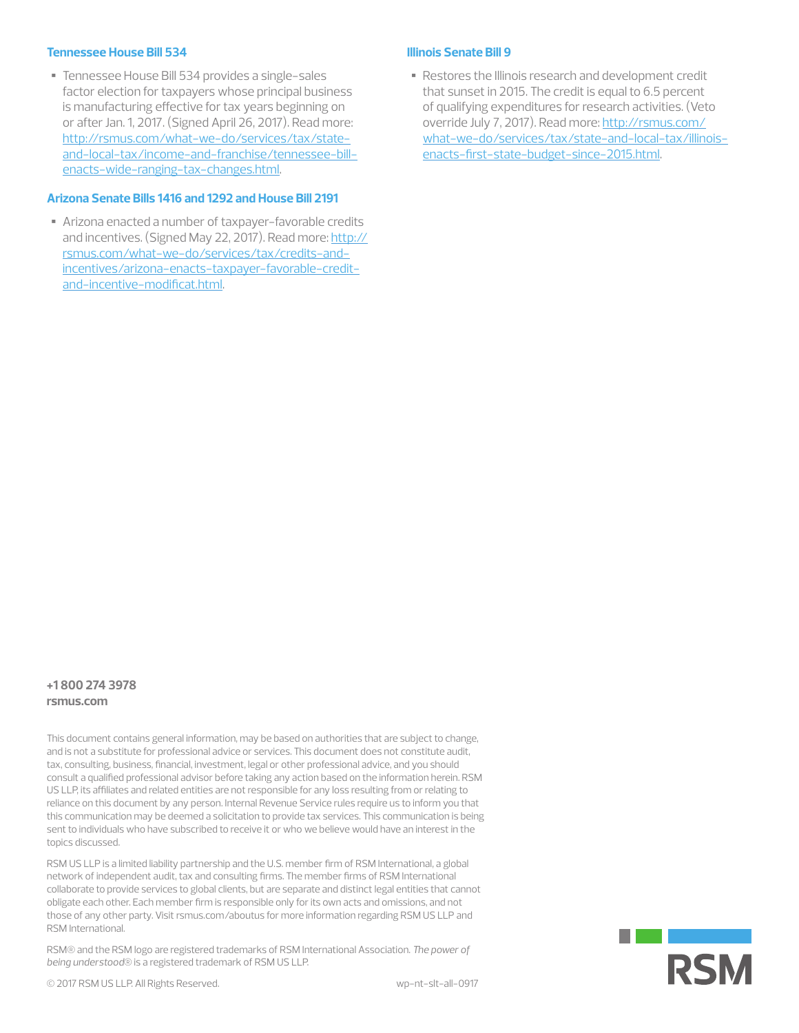### Tennessee House Bill 534

- Tennessee House Bill 534 provides a single-sales factor election for taxpayers whose principal business is manufacturing effective for tax years beginning on or after Jan. 1, 2017. (Signed April 26, 2017). Read more: http://rsmus.com/what-we-do/services/tax/state-and-local-tax/income-and-franchise/tennessee-bill-enacts-wide-ranging-tax-changes.html.

### Arizona Senate Bills 1416 and 1292 and House Bill 2191

- Arizona enacted a number of taxpayer-favorable credits and incentives. (Signed May 22, 2017). Read more: http://rsmus.com/what-we-do/services/tax/credits-and-incentives/arizona-enacts-taxpayer-favorable-credit-and-incentive-modificat.html.

### Illinois Senate Bill 9

- Restores the Illinois research and development credit that sunset in 2015. The credit is equal to 6.5 percent of qualifying expenditures for research activities. (Veto override July 7, 2017). Read more: http://rsmus.com/what-we-do/services/tax/state-and-local-tax/illinois-enacts-first-state-budget-since-2015.html.

**+1 800 274 3978**
**rsmus.com**

This document contains general information, may be based on authorities that are subject to change, and is not a substitute for professional advice or services. This document does not constitute audit, tax, consulting, business, financial, investment, legal or other professional advice, and you should consult a qualified professional advisor before taking any action based on the information herein. RSM US LLP, its affiliates and related entities are not responsible for any loss resulting from or relating to reliance on this document by any person. Internal Revenue Service rules require us to inform you that this communication may be deemed a solicitation to provide tax services. This communication is being sent to individuals who have subscribed to receive it or who we believe would have an interest in the topics discussed.

RSM US LLP is a limited liability partnership and the U.S. member firm of RSM International, a global network of independent audit, tax and consulting firms. The member firms of RSM International collaborate to provide services to global clients, but are separate and distinct legal entities that cannot obligate each other. Each member firm is responsible only for its own acts and omissions, and not those of any other party. Visit rsmus.com/aboutus for more information regarding RSM US LLP and RSM International.

RSM® and the RSM logo are registered trademarks of RSM International Association. *The power of being understood®* is a registered trademark of RSM US LLP.

© 2017 RSM US LLP. All Rights Reserved.

wp-nt-slt-all-0917

RSM